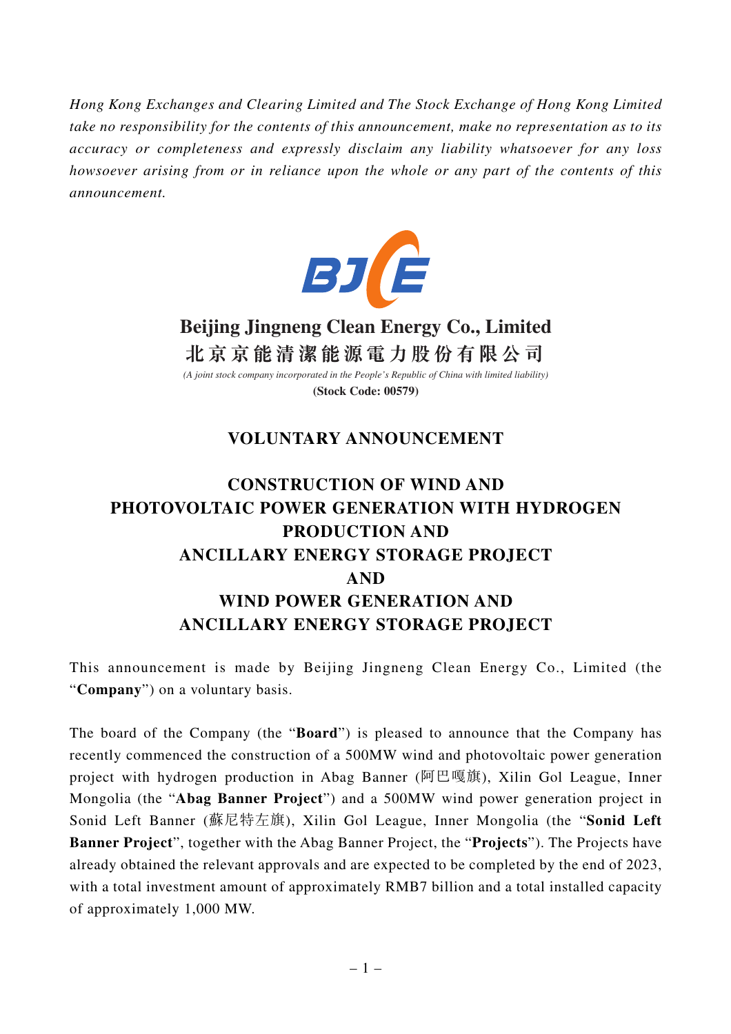*Hong Kong Exchanges and Clearing Limited and The Stock Exchange of Hong Kong Limited take no responsibility for the contents of this announcement, make no representation as to its accuracy or completeness and expressly disclaim any liability whatsoever for any loss howsoever arising from or in reliance upon the whole or any part of the contents of this announcement.*

# Beijing Jingneng Clean Energy Co., Limited

**北京京能清潔能源電力股份有限公司**

*(A joint stock company incorporated in the People's Republic of China with limited liability)*

**(Stock Code: 00579)**

## VOLUNTARY ANNOUNCEMENT

## CONSTRUCTION OF WIND AND PHOTOVOLTAIC POWER GENERATION WITH HYDROGEN PRODUCTION AND ANCILLARY ENERGY STORAGE PROJECT AND WIND POWER GENERATION AND ANCILLARY ENERGY STORAGE PROJECT

This announcement is made by Beijing Jingneng Clean Energy Co., Limited (the "**Company**") on a voluntary basis.

The board of the Company (the "**Board**") is pleased to announce that the Company has recently commenced the construction of a 500MW wind and photovoltaic power generation project with hydrogen production in Abag Banner (阿巴嘎旗), Xilin Gol League, Inner Mongolia (the "**Abag Banner Project**") and a 500MW wind power generation project in Sonid Left Banner (蘇尼特左旗), Xilin Gol League, Inner Mongolia (the "**Sonid Left Banner Project**", together with the Abag Banner Project, the "**Projects**"). The Projects have already obtained the relevant approvals and are expected to be completed by the end of 2023, with a total investment amount of approximately RMB7 billion and a total installed capacity of approximately 1,000 MW.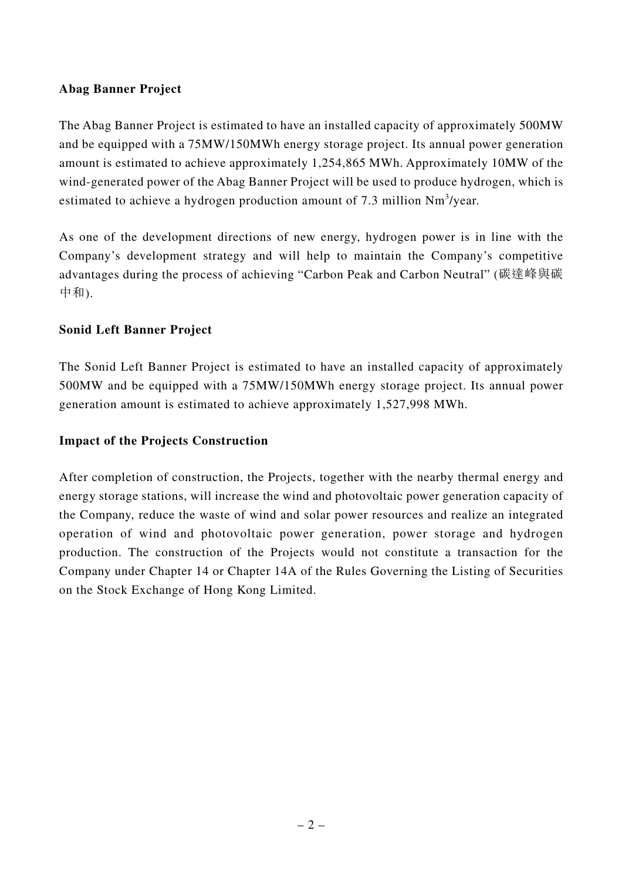**Abag Banner Project**

The Abag Banner Project is estimated to have an installed capacity of approximately 500MW and be equipped with a 75MW/150MWh energy storage project. Its annual power generation amount is estimated to achieve approximately 1,254,865 MWh. Approximately 10MW of the wind-generated power of the Abag Banner Project will be used to produce hydrogen, which is estimated to achieve a hydrogen production amount of 7.3 million $Nm^3$/year.

As one of the development directions of new energy, hydrogen power is in line with the Company's development strategy and will help to maintain the Company's competitive advantages during the process of achieving "Carbon Peak and Carbon Neutral" (碳達峰與碳中和).

**Sonid Left Banner Project**

The Sonid Left Banner Project is estimated to have an installed capacity of approximately 500MW and be equipped with a 75MW/150MWh energy storage project. Its annual power generation amount is estimated to achieve approximately 1,527,998 MWh.

**Impact of the Projects Construction**

After completion of construction, the Projects, together with the nearby thermal energy and energy storage stations, will increase the wind and photovoltaic power generation capacity of the Company, reduce the waste of wind and solar power resources and realize an integrated operation of wind and photovoltaic power generation, power storage and hydrogen production. The construction of the Projects would not constitute a transaction for the Company under Chapter 14 or Chapter 14A of the Rules Governing the Listing of Securities on the Stock Exchange of Hong Kong Limited.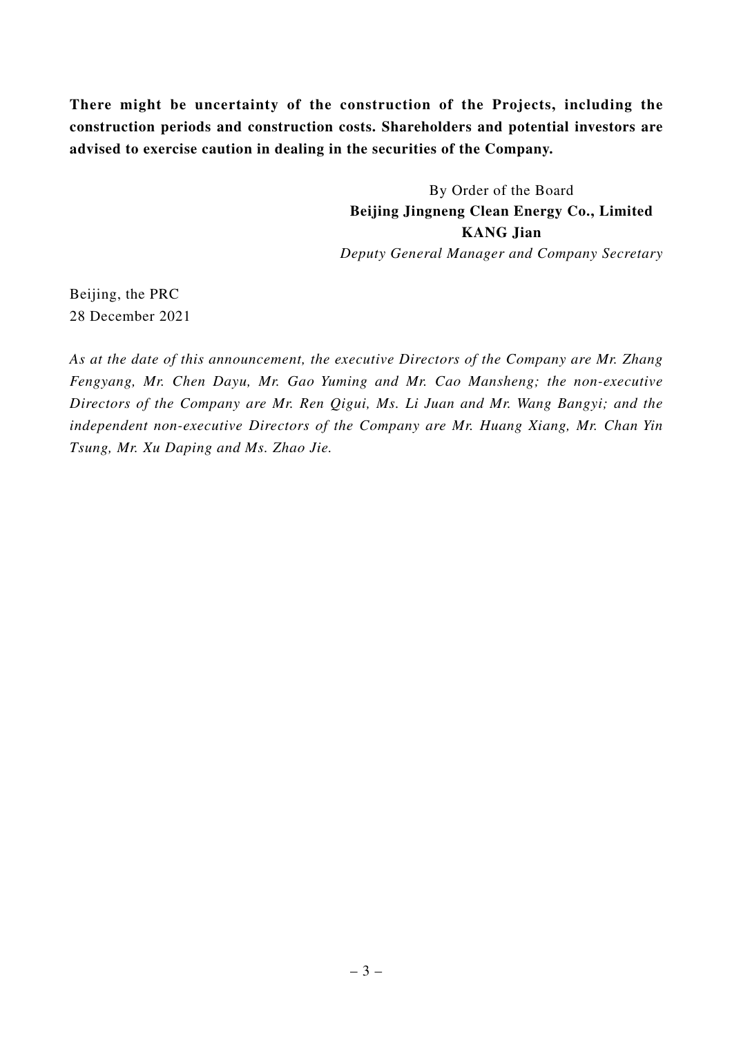**There might be uncertainty of the construction of the Projects, including the construction periods and construction costs. Shareholders and potential investors are advised to exercise caution in dealing in the securities of the Company.**

By Order of the Board
**Beijing Jingneng Clean Energy Co., Limited**
**KANG Jian**
*Deputy General Manager and Company Secretary*

Beijing, the PRC
28 December 2021

*As at the date of this announcement, the executive Directors of the Company are Mr. Zhang Fengyang, Mr. Chen Dayu, Mr. Gao Yuming and Mr. Cao Mansheng; the non-executive Directors of the Company are Mr. Ren Qigui, Ms. Li Juan and Mr. Wang Bangyi; and the independent non-executive Directors of the Company are Mr. Huang Xiang, Mr. Chan Yin Tsung, Mr. Xu Daping and Ms. Zhao Jie.*